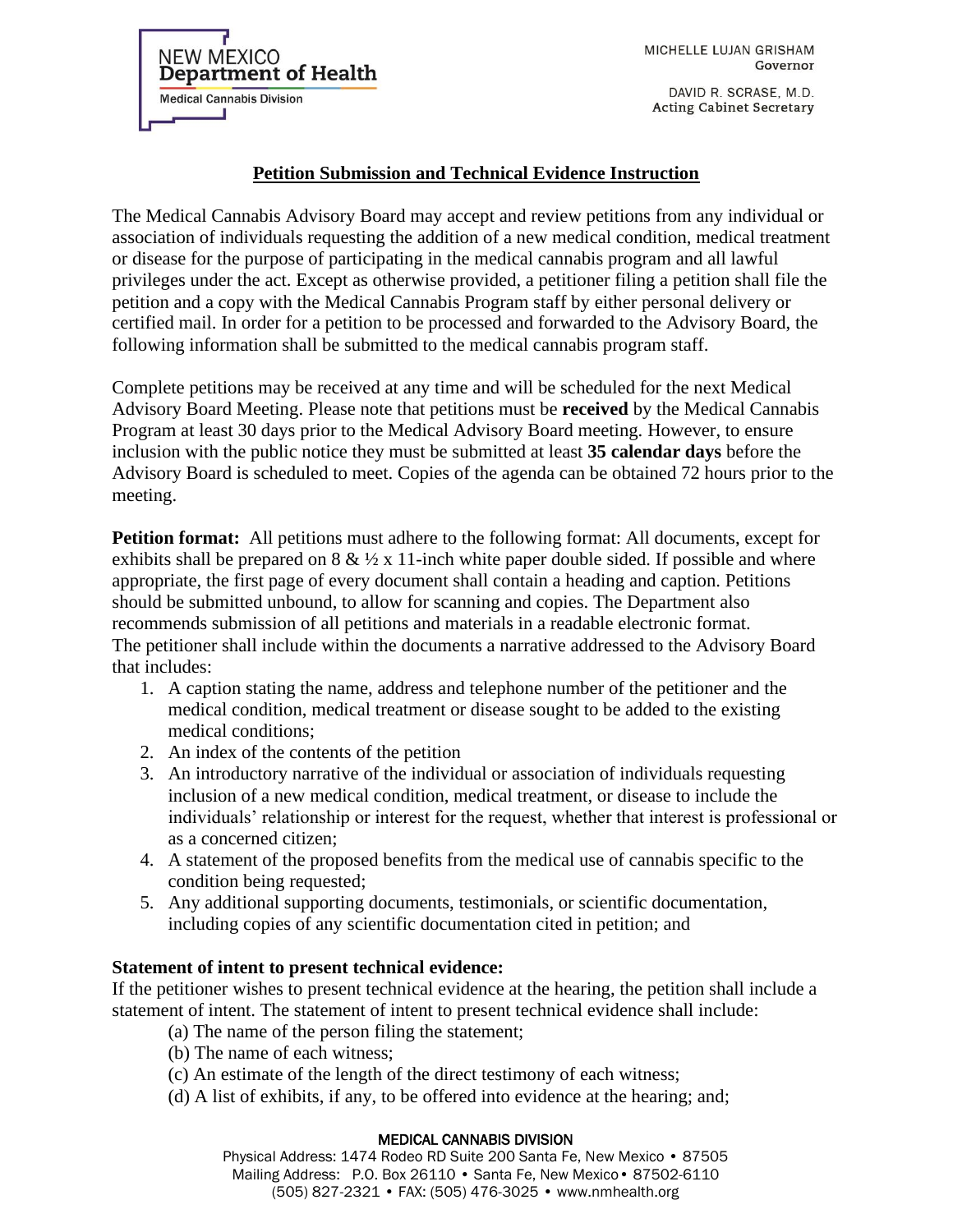NEW MEXICO
**Department of Health**
Medical Cannabis Division

MICHELLE LUJAN GRISHAM
Governor

DAVID R. SCRASE, M.D.
Acting Cabinet Secretary

# Petition Submission and Technical Evidence Instruction

The Medical Cannabis Advisory Board may accept and review petitions from any individual or association of individuals requesting the addition of a new medical condition, medical treatment or disease for the purpose of participating in the medical cannabis program and all lawful privileges under the act. Except as otherwise provided, a petitioner filing a petition shall file the petition and a copy with the Medical Cannabis Program staff by either personal delivery or certified mail. In order for a petition to be processed and forwarded to the Advisory Board, the following information shall be submitted to the medical cannabis program staff.

Complete petitions may be received at any time and will be scheduled for the next Medical Advisory Board Meeting. Please note that petitions must be **received** by the Medical Cannabis Program at least 30 days prior to the Medical Advisory Board meeting. However, to ensure inclusion with the public notice they must be submitted at least **35 calendar days** before the Advisory Board is scheduled to meet. Copies of the agenda can be obtained 72 hours prior to the meeting.

**Petition format:** All petitions must adhere to the following format: All documents, except for exhibits shall be prepared on 8 & ½ x 11-inch white paper double sided. If possible and where appropriate, the first page of every document shall contain a heading and caption. Petitions should be submitted unbound, to allow for scanning and copies. The Department also recommends submission of all petitions and materials in a readable electronic format.
The petitioner shall include within the documents a narrative addressed to the Advisory Board that includes:

1. A caption stating the name, address and telephone number of the petitioner and the medical condition, medical treatment or disease sought to be added to the existing medical conditions;
2. An index of the contents of the petition
3. An introductory narrative of the individual or association of individuals requesting inclusion of a new medical condition, medical treatment, or disease to include the individuals' relationship or interest for the request, whether that interest is professional or as a concerned citizen;
4. A statement of the proposed benefits from the medical use of cannabis specific to the condition being requested;
5. Any additional supporting documents, testimonials, or scientific documentation, including copies of any scientific documentation cited in petition; and

**Statement of intent to present technical evidence:**
If the petitioner wishes to present technical evidence at the hearing, the petition shall include a statement of intent. The statement of intent to present technical evidence shall include:

(a) The name of the person filing the statement;
(b) The name of each witness;
(c) An estimate of the length of the direct testimony of each witness;
(d) A list of exhibits, if any, to be offered into evidence at the hearing; and;

MEDICAL CANNABIS DIVISION
Physical Address: 1474 Rodeo RD Suite 200 Santa Fe, New Mexico • 87505
Mailing Address: P.O. Box 26110 • Santa Fe, New Mexico • 87502-6110
(505) 827-2321 • FAX: (505) 476-3025 • www.nmhealth.org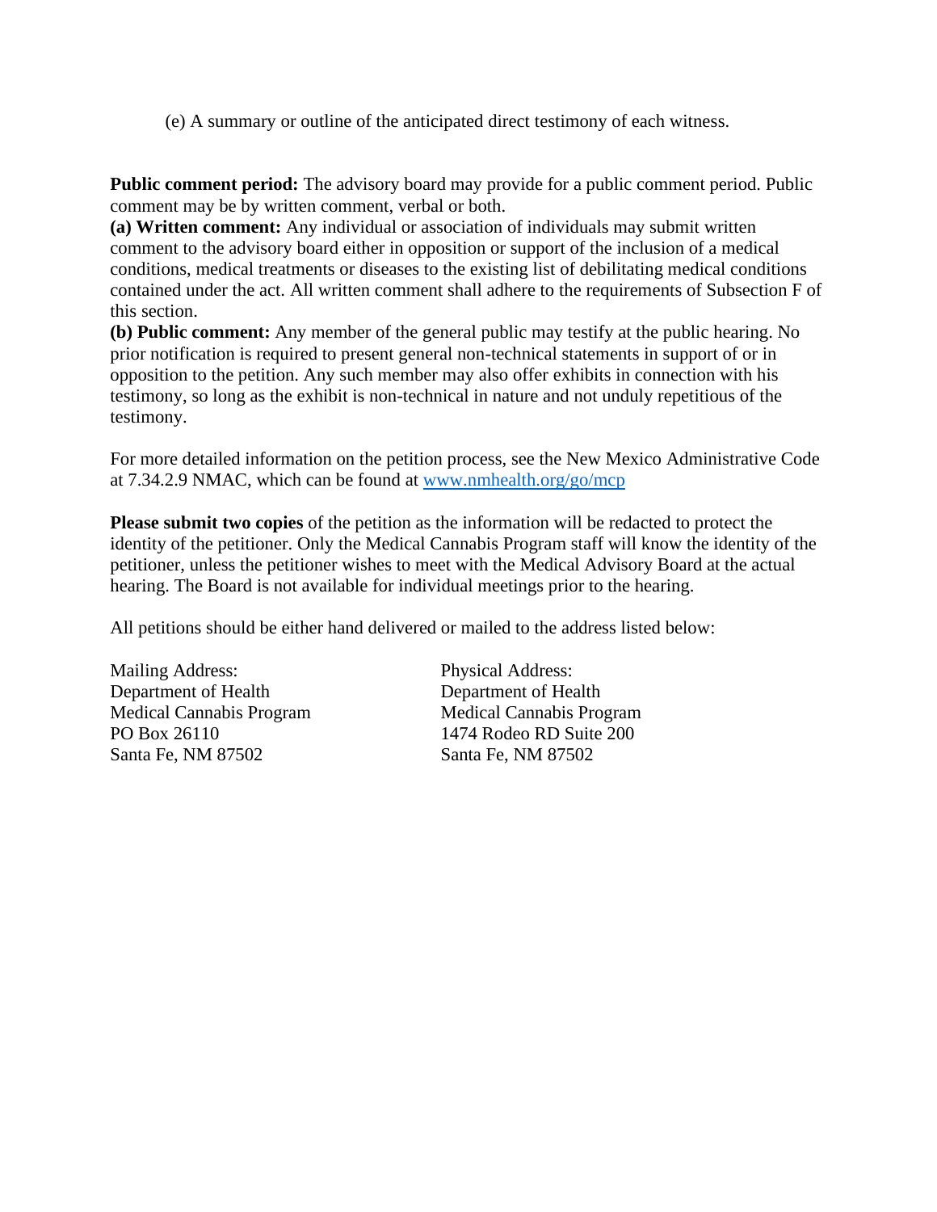(e) A summary or outline of the anticipated direct testimony of each witness.

**Public comment period:** The advisory board may provide for a public comment period. Public comment may be by written comment, verbal or both.

**(a) Written comment:** Any individual or association of individuals may submit written comment to the advisory board either in opposition or support of the inclusion of a medical conditions, medical treatments or diseases to the existing list of debilitating medical conditions contained under the act. All written comment shall adhere to the requirements of Subsection F of this section.

**(b) Public comment:** Any member of the general public may testify at the public hearing. No prior notification is required to present general non-technical statements in support of or in opposition to the petition. Any such member may also offer exhibits in connection with his testimony, so long as the exhibit is non-technical in nature and not unduly repetitious of the testimony.

For more detailed information on the petition process, see the New Mexico Administrative Code at 7.34.2.9 NMAC, which can be found at [www.nmhealth.org/go/mcp](http://www.nmhealth.org/go/mcp)

**Please submit two copies** of the petition as the information will be redacted to protect the identity of the petitioner. Only the Medical Cannabis Program staff will know the identity of the petitioner, unless the petitioner wishes to meet with the Medical Advisory Board at the actual hearing. The Board is not available for individual meetings prior to the hearing.

All petitions should be either hand delivered or mailed to the address listed below:

Mailing Address:
Department of Health
Medical Cannabis Program
PO Box 26110
Santa Fe, NM 87502

Physical Address:
Department of Health
Medical Cannabis Program
1474 Rodeo RD Suite 200
Santa Fe, NM 87502